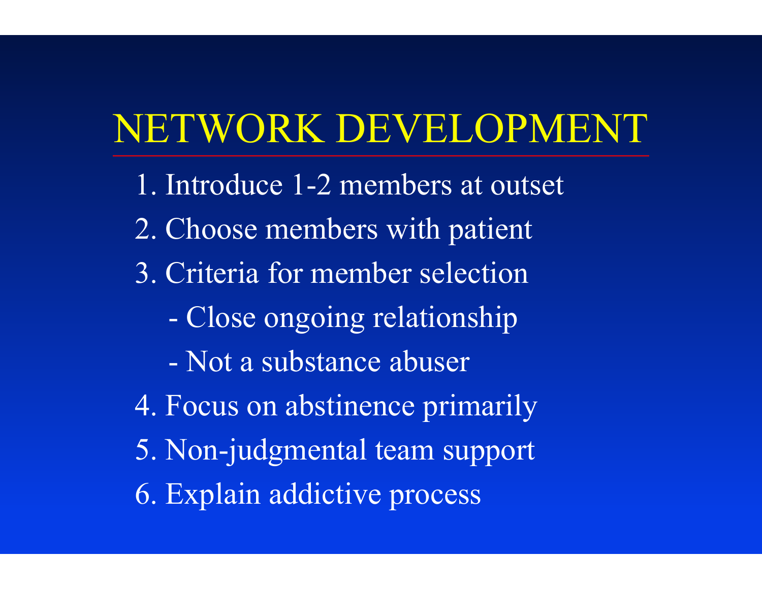# NETWORK DEVELOPMENT

1. Introduce 1-2 members at outset
2. Choose members with patient
3. Criteria for member selection
   - Close ongoing relationship
   - Not a substance abuser
4. Focus on abstinence primarily
5. Non-judgmental team support
6. Explain addictive process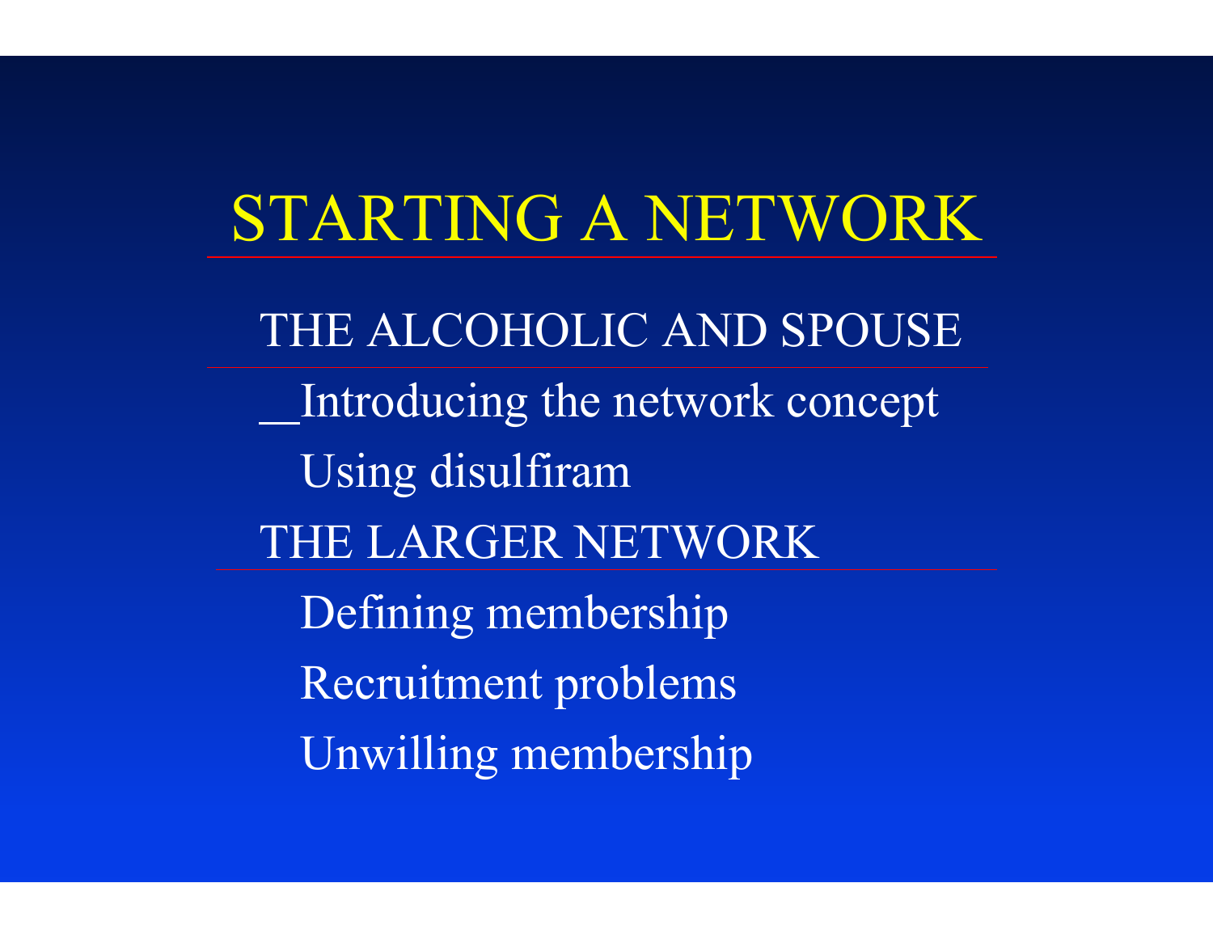# STARTING A NETWORK

## THE ALCOHOLIC AND SPOUSE

- Introducing the network concept
- Using disulfiram

## THE LARGER NETWORK

- Defining membership
- Recruitment problems
- Unwilling membership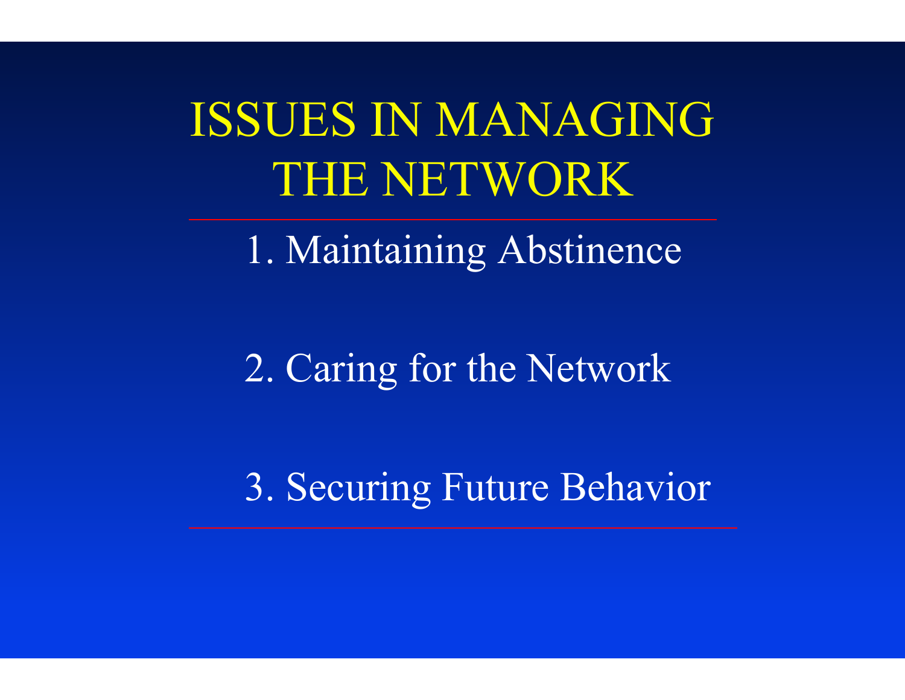# ISSUES IN MANAGING THE NETWORK

1. Maintaining Abstinence

2. Caring for the Network

3. Securing Future Behavior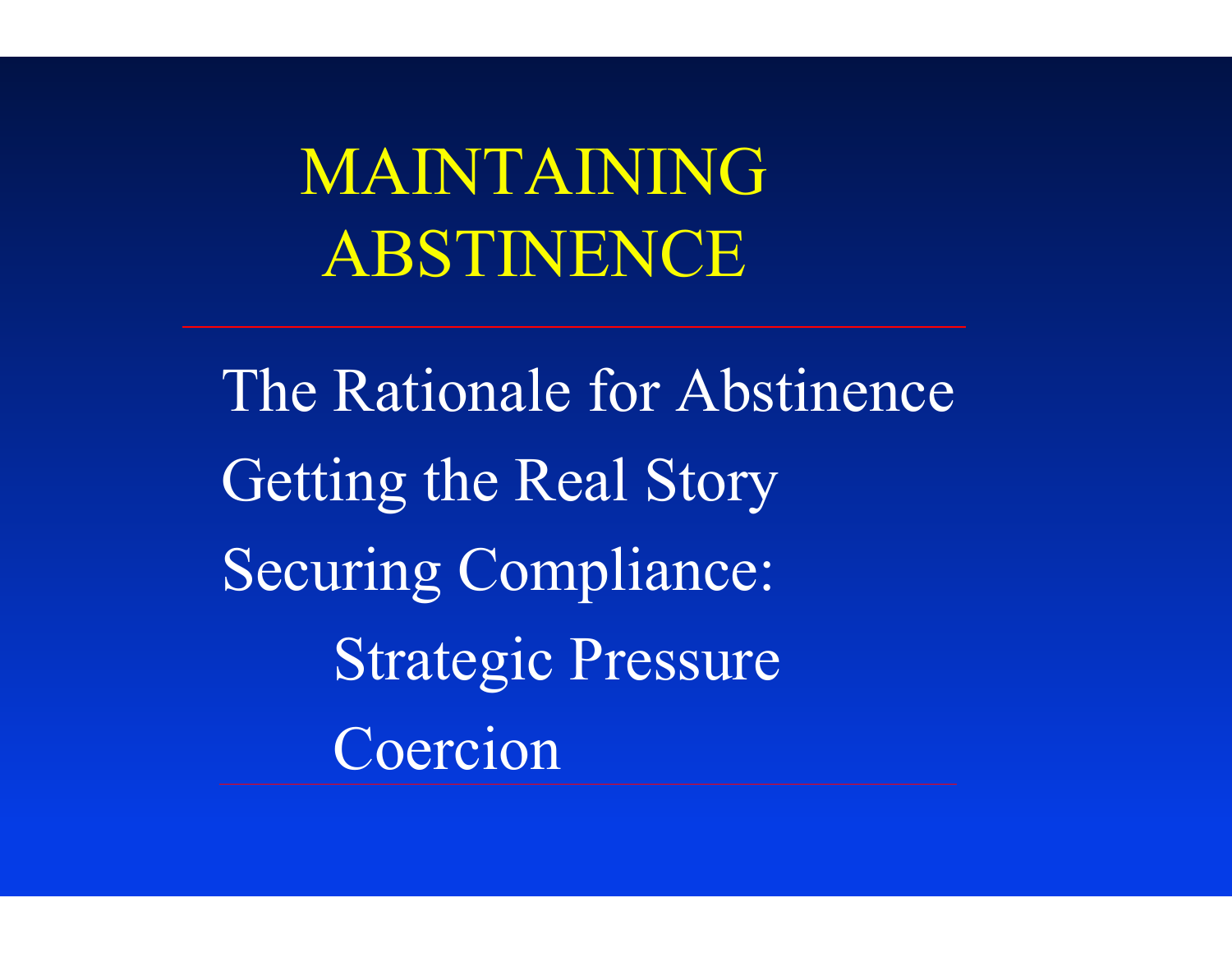# MAINTAINING ABSTINENCE

- The Rationale for Abstinence
- Getting the Real Story
- Securing Compliance:
  - Strategic Pressure
  - Coercion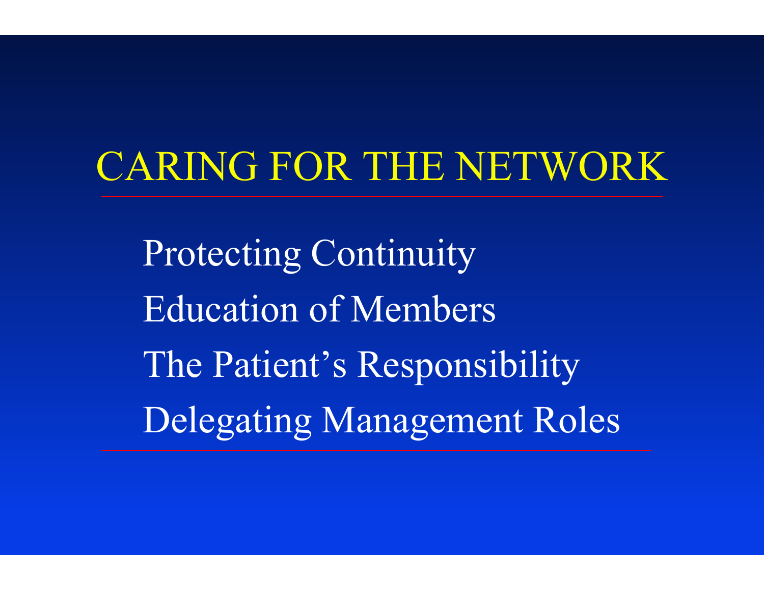# CARING FOR THE NETWORK

Protecting Continuity

Education of Members

The Patient's Responsibility

Delegating Management Roles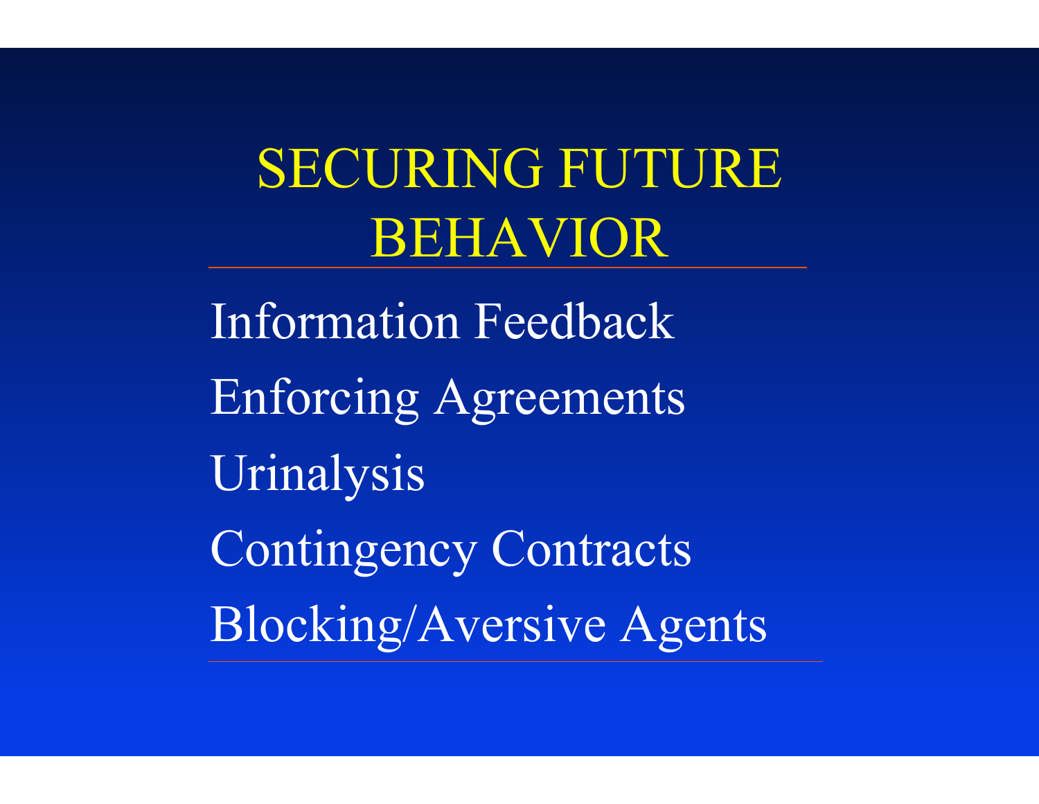# SECURING FUTURE BEHAVIOR

Information Feedback

Enforcing Agreements

Urinalysis

Contingency Contracts

Blocking/Aversive Agents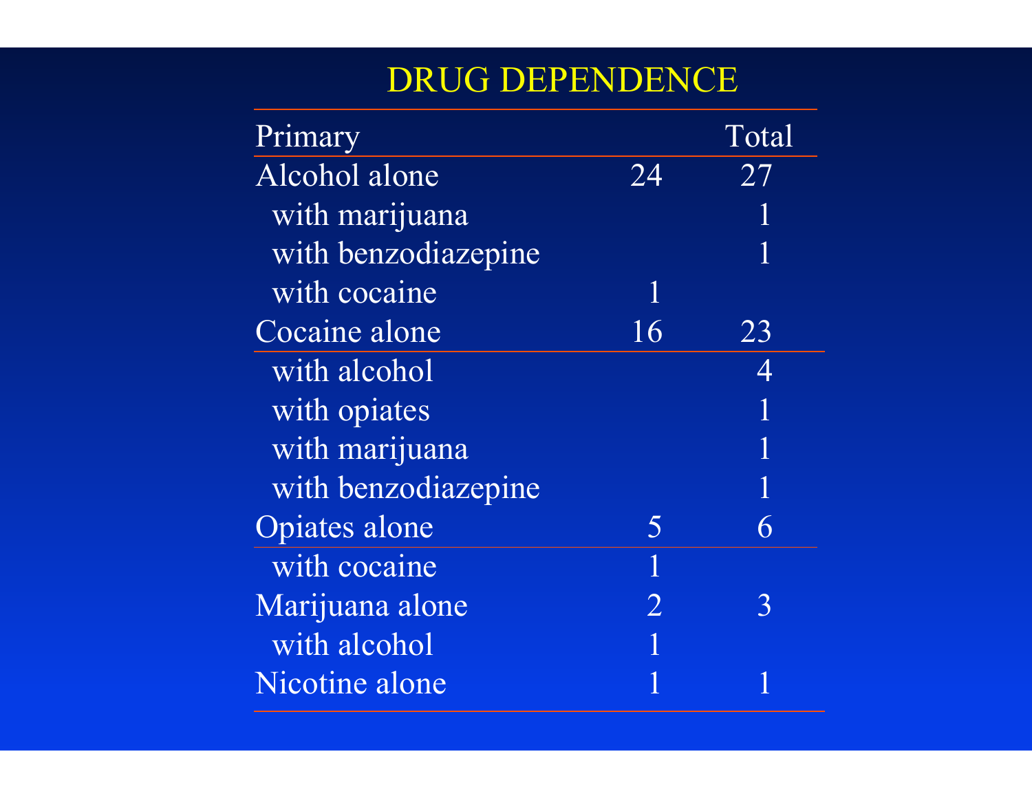## DRUG DEPENDENCE

| Primary | | Total |
|---|---|---|
| Alcohol alone | 24 | 27 |
| with marijuana | | 1 |
| with benzodiazepine | | 1 |
| with cocaine | 1 | |
| Cocaine alone | 16 | 23 |
| with alcohol | | 4 |
| with opiates | | 1 |
| with marijuana | | 1 |
| with benzodiazepine | | 1 |
| Opiates alone | 5 | 6 |
| with cocaine | 1 | |
| Marijuana alone | 2 | 3 |
| with alcohol | 1 | |
| Nicotine alone | 1 | 1 |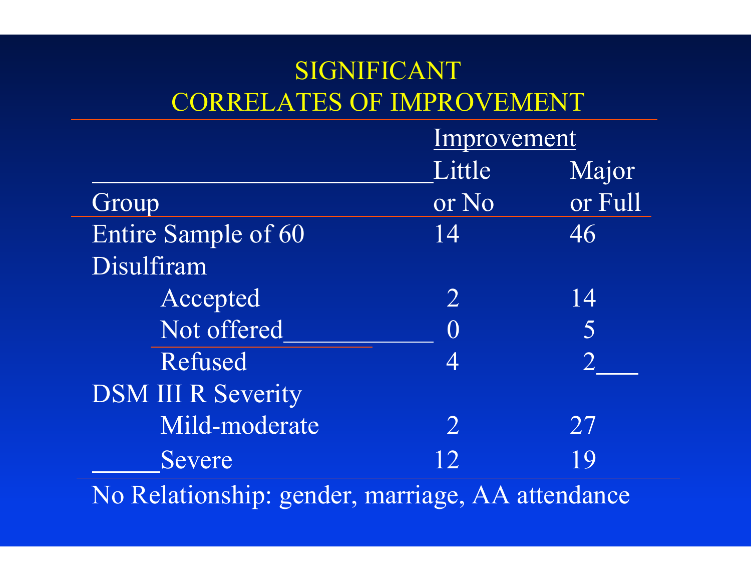# SIGNIFICANT CORRELATES OF IMPROVEMENT

| Group | Improvement: Little or No | Improvement: Major or Full |
|---|---|---|
| Entire Sample of 60 | 14 | 46 |
| Disulfiram | | |
| Accepted | 2 | 14 |
| Not offered | 0 | 5 |
| Refused | 4 | 2 |
| DSM III R Severity | | |
| Mild-moderate | 2 | 27 |
| Severe | 12 | 19 |

No Relationship: gender, marriage, AA attendance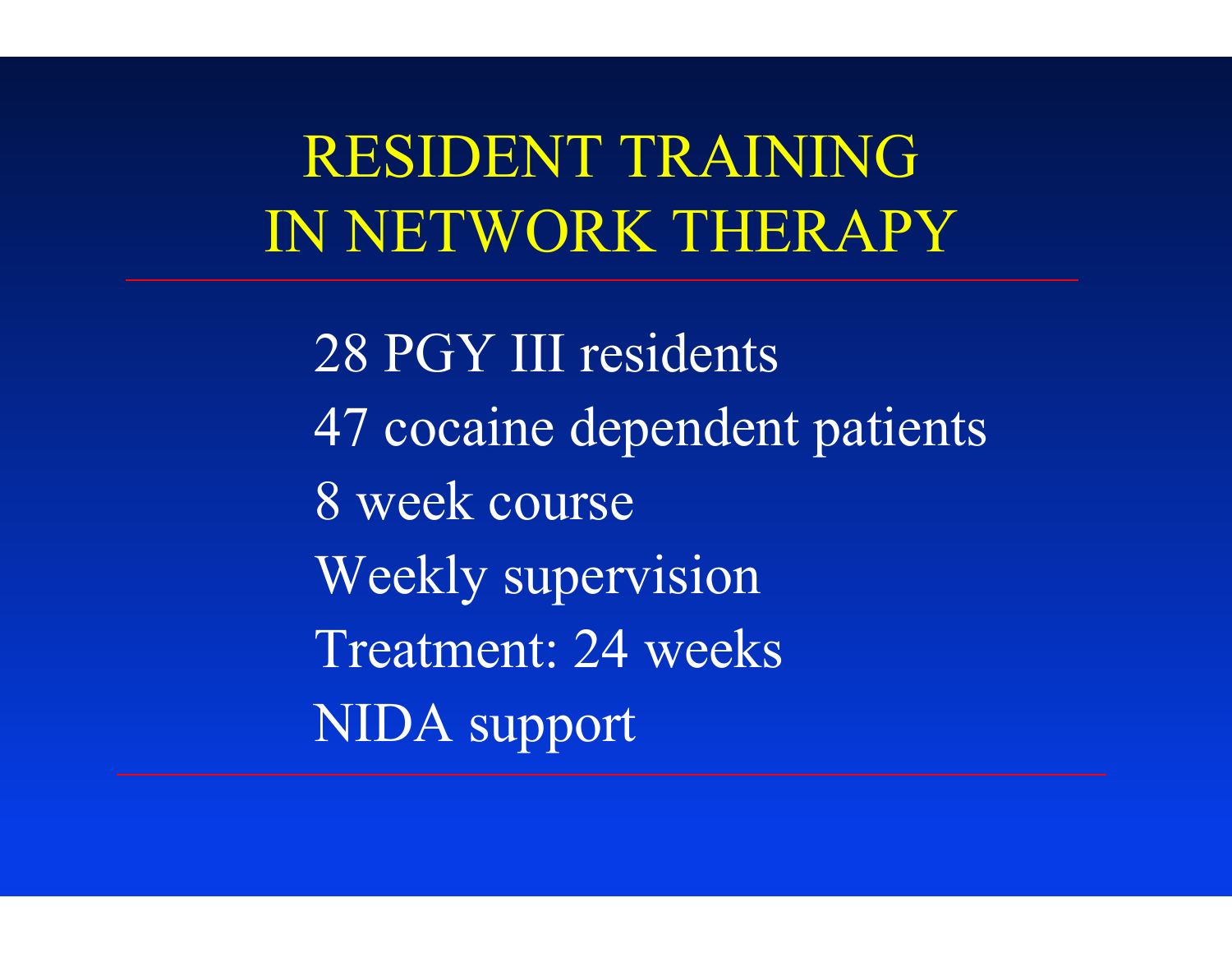# RESIDENT TRAINING IN NETWORK THERAPY

28 PGY III residents

47 cocaine dependent patients

8 week course

Weekly supervision

Treatment: 24 weeks

NIDA support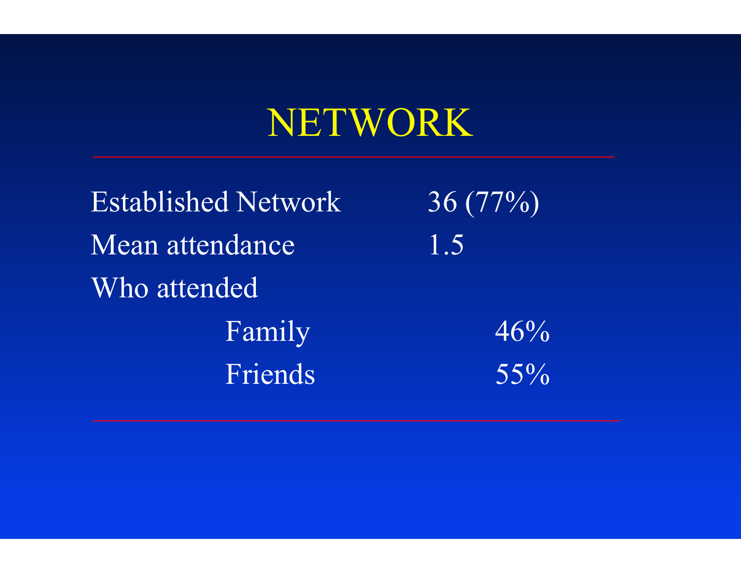# NETWORK

| | |
|---|---|
| Established Network | 36 (77%) |
| Mean attendance | 1.5 |
| Who attended | |
| Family | 46% |
| Friends | 55% |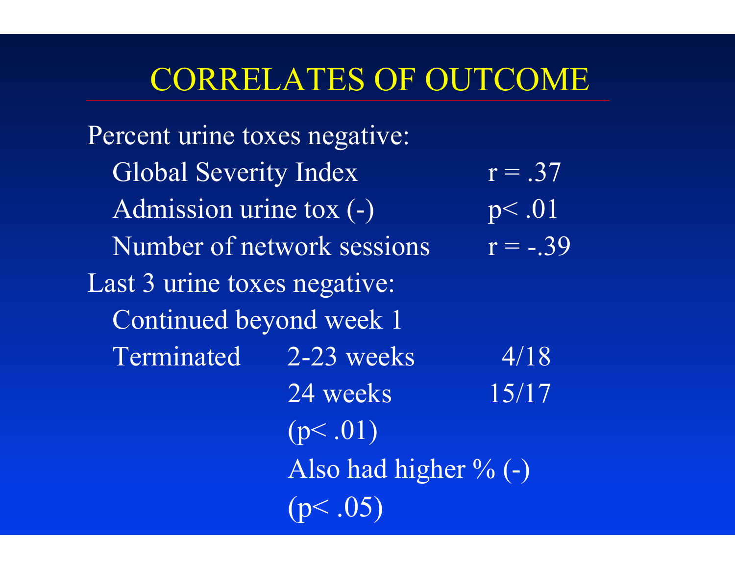# CORRELATES OF OUTCOME

Percent urine toxes negative:

| | |
|---|---|
| Global Severity Index | $r = .37$ |
| Admission urine tox (-) | $p < .01$ |
| Number of network sessions | $r = -.39$ |

Last 3 urine toxes negative:

Continued beyond week 1

| | | |
|---|---|---|
| Terminated | 2-23 weeks | 4/18 |
| | 24 weeks | 15/17 |
| | ($p < .01$) | |
| | Also had higher % (-) | |
| | ($p < .05$) | |